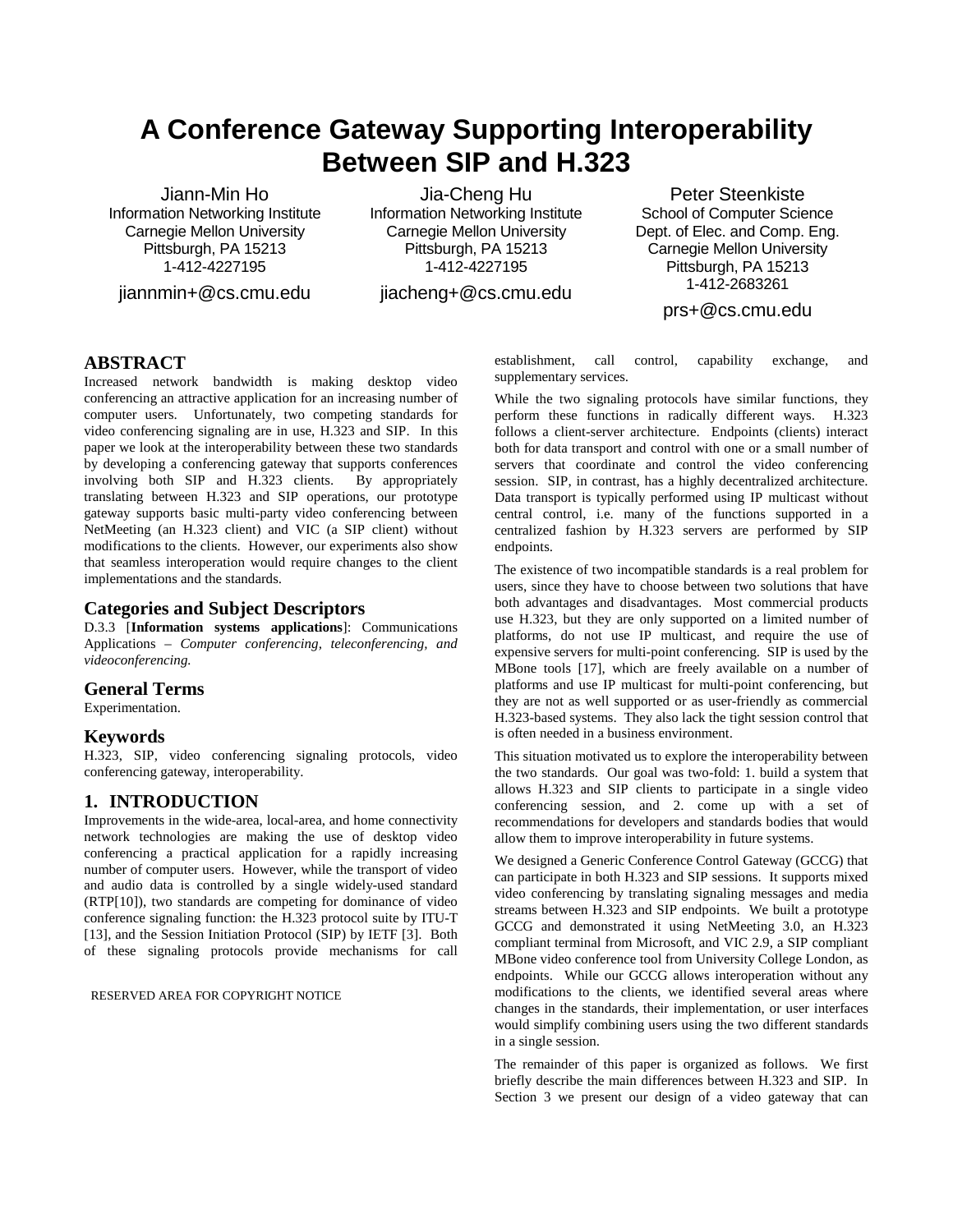# A Conference Gateway Supporting Interoperability Between SIP and H.323

Jiann-Min Ho
Information Networking Institute
Carnegie Mellon University
Pittsburgh, PA 15213
1-412-4227195
jiannmin+@cs.cmu.edu

Jia-Cheng Hu
Information Networking Institute
Carnegie Mellon University
Pittsburgh, PA 15213
1-412-4227195
jiacheng+@cs.cmu.edu

Peter Steenkiste
School of Computer Science
Dept. of Elec. and Comp. Eng.
Carnegie Mellon University
Pittsburgh, PA 15213
1-412-2683261
prs+@cs.cmu.edu

## ABSTRACT

Increased network bandwidth is making desktop video conferencing an attractive application for an increasing number of computer users. Unfortunately, two competing standards for video conferencing signaling are in use, H.323 and SIP. In this paper we look at the interoperability between these two standards by developing a conferencing gateway that supports conferences involving both SIP and H.323 clients. By appropriately translating between H.323 and SIP operations, our prototype gateway supports basic multi-party video conferencing between NetMeeting (an H.323 client) and VIC (a SIP client) without modifications to the clients. However, our experiments also show that seamless interoperation would require changes to the client implementations and the standards.

## Categories and Subject Descriptors

D.3.3 [**Information systems applications**]: Communications Applications – *Computer conferencing, teleconferencing, and videoconferencing.*

## General Terms

Experimentation.

## Keywords

H.323, SIP, video conferencing signaling protocols, video conferencing gateway, interoperability.

## 1. INTRODUCTION

Improvements in the wide-area, local-area, and home connectivity network technologies are making the use of desktop video conferencing a practical application for a rapidly increasing number of computer users. However, while the transport of video and audio data is controlled by a single widely-used standard (RTP[10]), two standards are competing for dominance of video conference signaling function: the H.323 protocol suite by ITU-T [13], and the Session Initiation Protocol (SIP) by IETF [3]. Both of these signaling protocols provide mechanisms for call establishment, call control, capability exchange, and supplementary services.

RESERVED AREA FOR COPYRIGHT NOTICE

While the two signaling protocols have similar functions, they perform these functions in radically different ways. H.323 follows a client-server architecture. Endpoints (clients) interact both for data transport and control with one or a small number of servers that coordinate and control the video conferencing session. SIP, in contrast, has a highly decentralized architecture. Data transport is typically performed using IP multicast without central control, i.e. many of the functions supported in a centralized fashion by H.323 servers are performed by SIP endpoints.

The existence of two incompatible standards is a real problem for users, since they have to choose between two solutions that have both advantages and disadvantages. Most commercial products use H.323, but they are only supported on a limited number of platforms, do not use IP multicast, and require the use of expensive servers for multi-point conferencing. SIP is used by the MBone tools [17], which are freely available on a number of platforms and use IP multicast for multi-point conferencing, but they are not as well supported or as user-friendly as commercial H.323-based systems. They also lack the tight session control that is often needed in a business environment.

This situation motivated us to explore the interoperability between the two standards. Our goal was two-fold: 1. build a system that allows H.323 and SIP clients to participate in a single video conferencing session, and 2. come up with a set of recommendations for developers and standards bodies that would allow them to improve interoperability in future systems.

We designed a Generic Conference Control Gateway (GCCG) that can participate in both H.323 and SIP sessions. It supports mixed video conferencing by translating signaling messages and media streams between H.323 and SIP endpoints. We built a prototype GCCG and demonstrated it using NetMeeting 3.0, an H.323 compliant terminal from Microsoft, and VIC 2.9, a SIP compliant MBone video conference tool from University College London, as endpoints. While our GCCG allows interoperation without any modifications to the clients, we identified several areas where changes in the standards, their implementation, or user interfaces would simplify combining users using the two different standards in a single session.

The remainder of this paper is organized as follows. We first briefly describe the main differences between H.323 and SIP. In Section 3 we present our design of a video gateway that can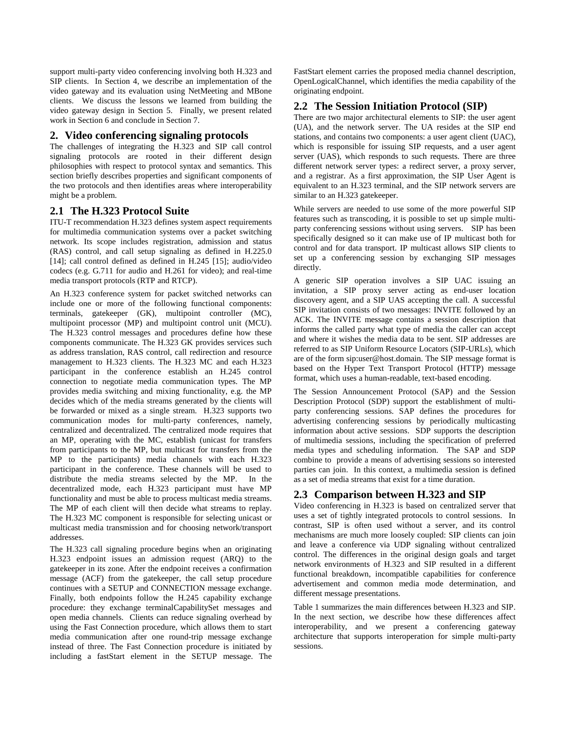support multi-party video conferencing involving both H.323 and SIP clients. In Section 4, we describe an implementation of the video gateway and its evaluation using NetMeeting and MBone clients. We discuss the lessons we learned from building the video gateway design in Section 5. Finally, we present related work in Section 6 and conclude in Section 7.

## 2. Video conferencing signaling protocols

The challenges of integrating the H.323 and SIP call control signaling protocols are rooted in their different design philosophies with respect to protocol syntax and semantics. This section briefly describes properties and significant components of the two protocols and then identifies areas where interoperability might be a problem.

### 2.1 The H.323 Protocol Suite

ITU-T recommendation H.323 defines system aspect requirements for multimedia communication systems over a packet switching network. Its scope includes registration, admission and status (RAS) control, and call setup signaling as defined in H.225.0 [14]; call control defined as defined in H.245 [15]; audio/video codecs (e.g. G.711 for audio and H.261 for video); and real-time media transport protocols (RTP and RTCP).

An H.323 conference system for packet switched networks can include one or more of the following functional components: terminals, gatekeeper (GK), multipoint controller (MC), multipoint processor (MP) and multipoint control unit (MCU). The H.323 control messages and procedures define how these components communicate. The H.323 GK provides services such as address translation, RAS control, call redirection and resource management to H.323 clients. The H.323 MC and each H.323 participant in the conference establish an H.245 control connection to negotiate media communication types. The MP provides media switching and mixing functionality, e.g. the MP decides which of the media streams generated by the clients will be forwarded or mixed as a single stream. H.323 supports two communication modes for multi-party conferences, namely, centralized and decentralized. The centralized mode requires that an MP, operating with the MC, establish (unicast for transfers from participants to the MP, but multicast for transfers from the MP to the participants) media channels with each H.323 participant in the conference. These channels will be used to distribute the media streams selected by the MP. In the decentralized mode, each H.323 participant must have MP functionality and must be able to process multicast media streams. The MP of each client will then decide what streams to replay. The H.323 MC component is responsible for selecting unicast or multicast media transmission and for choosing network/transport addresses.

The H.323 call signaling procedure begins when an originating H.323 endpoint issues an admission request (ARQ) to the gatekeeper in its zone. After the endpoint receives a confirmation message (ACF) from the gatekeeper, the call setup procedure continues with a SETUP and CONNECTION message exchange. Finally, both endpoints follow the H.245 capability exchange procedure: they exchange terminalCapabilitySet messages and open media channels. Clients can reduce signaling overhead by using the Fast Connection procedure, which allows them to start media communication after one round-trip message exchange instead of three. The Fast Connection procedure is initiated by including a fastStart element in the SETUP message. The FastStart element carries the proposed media channel description, OpenLogicalChannel, which identifies the media capability of the originating endpoint.

### 2.2 The Session Initiation Protocol (SIP)

There are two major architectural elements to SIP: the user agent (UA), and the network server. The UA resides at the SIP end stations, and contains two components: a user agent client (UAC), which is responsible for issuing SIP requests, and a user agent server (UAS), which responds to such requests. There are three different network server types: a redirect server, a proxy server, and a registrar. As a first approximation, the SIP User Agent is equivalent to an H.323 terminal, and the SIP network servers are similar to an H.323 gatekeeper.

While servers are needed to use some of the more powerful SIP features such as transcoding, it is possible to set up simple multi-party conferencing sessions without using servers. SIP has been specifically designed so it can make use of IP multicast both for control and for data transport. IP multicast allows SIP clients to set up a conferencing session by exchanging SIP messages directly.

A generic SIP operation involves a SIP UAC issuing an invitation, a SIP proxy server acting as end-user location discovery agent, and a SIP UAS accepting the call. A successful SIP invitation consists of two messages: INVITE followed by an ACK. The INVITE message contains a session description that informs the called party what type of media the caller can accept and where it wishes the media data to be sent. SIP addresses are referred to as SIP Uniform Resource Locators (SIP-URLs), which are of the form sip:user@host.domain. The SIP message format is based on the Hyper Text Transport Protocol (HTTP) message format, which uses a human-readable, text-based encoding.

The Session Announcement Protocol (SAP) and the Session Description Protocol (SDP) support the establishment of multi-party conferencing sessions. SAP defines the procedures for advertising conferencing sessions by periodically multicasting information about active sessions. SDP supports the description of multimedia sessions, including the specification of preferred media types and scheduling information. The SAP and SDP combine to provide a means of advertising sessions so interested parties can join. In this context, a multimedia session is defined as a set of media streams that exist for a time duration.

### 2.3 Comparison between H.323 and SIP

Video conferencing in H.323 is based on centralized server that uses a set of tightly integrated protocols to control sessions. In contrast, SIP is often used without a server, and its control mechanisms are much more loosely coupled: SIP clients can join and leave a conference via UDP signaling without centralized control. The differences in the original design goals and target network environments of H.323 and SIP resulted in a different functional breakdown, incompatible capabilities for conference advertisement and common media mode determination, and different message presentations.

Table 1 summarizes the main differences between H.323 and SIP. In the next section, we describe how these differences affect interoperability, and we present a conferencing gateway architecture that supports interoperation for simple multi-party sessions.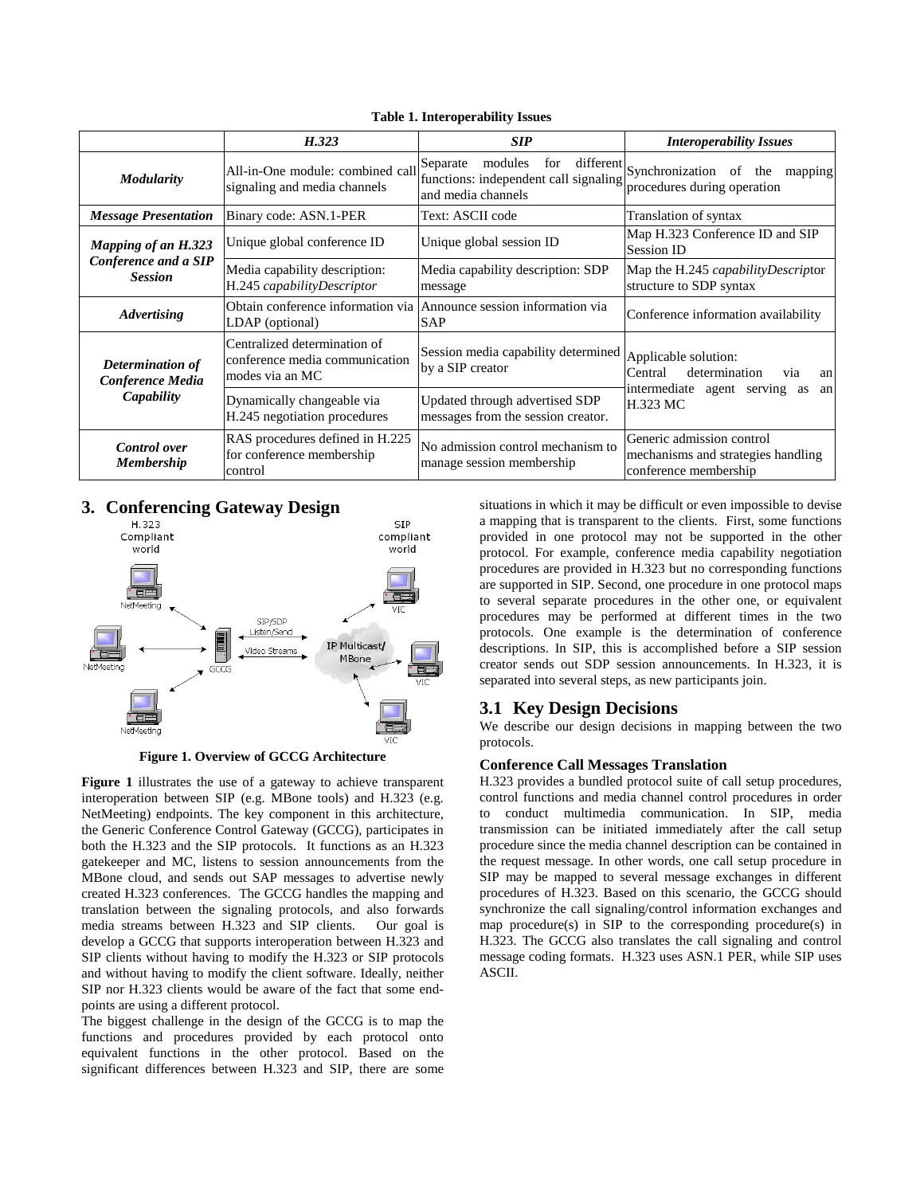**Table 1. Interoperability Issues**

| | *H.323* | *SIP* | *Interoperability Issues* |
|---|---|---|---|
| ***Modularity*** | All-in-One module: combined call signaling and media channels | Separate modules for different functions: independent call signaling and media channels | Synchronization of the mapping procedures during operation |
| ***Message Presentation*** | Binary code: ASN.1-PER | Text: ASCII code | Translation of syntax |
| ***Mapping of an H.323 Conference and a SIP Session*** | Unique global conference ID | Unique global session ID | Map H.323 Conference ID and SIP Session ID |
| | Media capability description: H.245 *capabilityDescriptor* | Media capability description: SDP message | Map the H.245 *capabilityDescriptor* structure to SDP syntax |
| ***Advertising*** | Obtain conference information via LDAP (optional) | Announce session information via SAP | Conference information availability |
| ***Determination of Conference Media Capability*** | Centralized determination of conference media communication modes via an MC | Session media capability determined by a SIP creator | Applicable solution: Central determination via an intermediate agent serving as an H.323 MC |
| | Dynamically changeable via H.245 negotiation procedures | Updated through advertised SDP messages from the session creator. | |
| ***Control over Membership*** | RAS procedures defined in H.225 for conference membership control | No admission control mechanism to manage session membership | Generic admission control mechanisms and strategies handling conference membership |

## 3. Conferencing Gateway Design

**Figure 1. Overview of GCCG Architecture**

**Figure 1** illustrates the use of a gateway to achieve transparent interoperation between SIP (e.g. MBone tools) and H.323 (e.g. NetMeeting) endpoints. The key component in this architecture, the Generic Conference Control Gateway (GCCG), participates in both the H.323 and the SIP protocols. It functions as an H.323 gatekeeper and MC, listens to session announcements from the MBone cloud, and sends out SAP messages to advertise newly created H.323 conferences. The GCCG handles the mapping and translation between the signaling protocols, and also forwards media streams between H.323 and SIP clients. Our goal is develop a GCCG that supports interoperation between H.323 and SIP clients without having to modify the H.323 or SIP protocols and without having to modify the client software. Ideally, neither SIP nor H.323 clients would be aware of the fact that some end-points are using a different protocol.

The biggest challenge in the design of the GCCG is to map the functions and procedures provided by each protocol onto equivalent functions in the other protocol. Based on the significant differences between H.323 and SIP, there are some situations in which it may be difficult or even impossible to devise a mapping that is transparent to the clients. First, some functions provided in one protocol may not be supported in the other protocol. For example, conference media capability negotiation procedures are provided in H.323 but no corresponding functions are supported in SIP. Second, one procedure in one protocol maps to several separate procedures in the other one, or equivalent procedures may be performed at different times in the two protocols. One example is the determination of conference descriptions. In SIP, this is accomplished before a SIP session creator sends out SDP session announcements. In H.323, it is separated into several steps, as new participants join.

### 3.1 Key Design Decisions

We describe our design decisions in mapping between the two protocols.

**Conference Call Messages Translation**

H.323 provides a bundled protocol suite of call setup procedures, control functions and media channel control procedures in order to conduct multimedia communication. In SIP, media transmission can be initiated immediately after the call setup procedure since the media channel description can be contained in the request message. In other words, one call setup procedure in SIP may be mapped to several message exchanges in different procedures of H.323. Based on this scenario, the GCCG should synchronize the call signaling/control information exchanges and map procedure(s) in SIP to the corresponding procedure(s) in H.323. The GCCG also translates the call signaling and control message coding formats. H.323 uses ASN.1 PER, while SIP uses ASCII.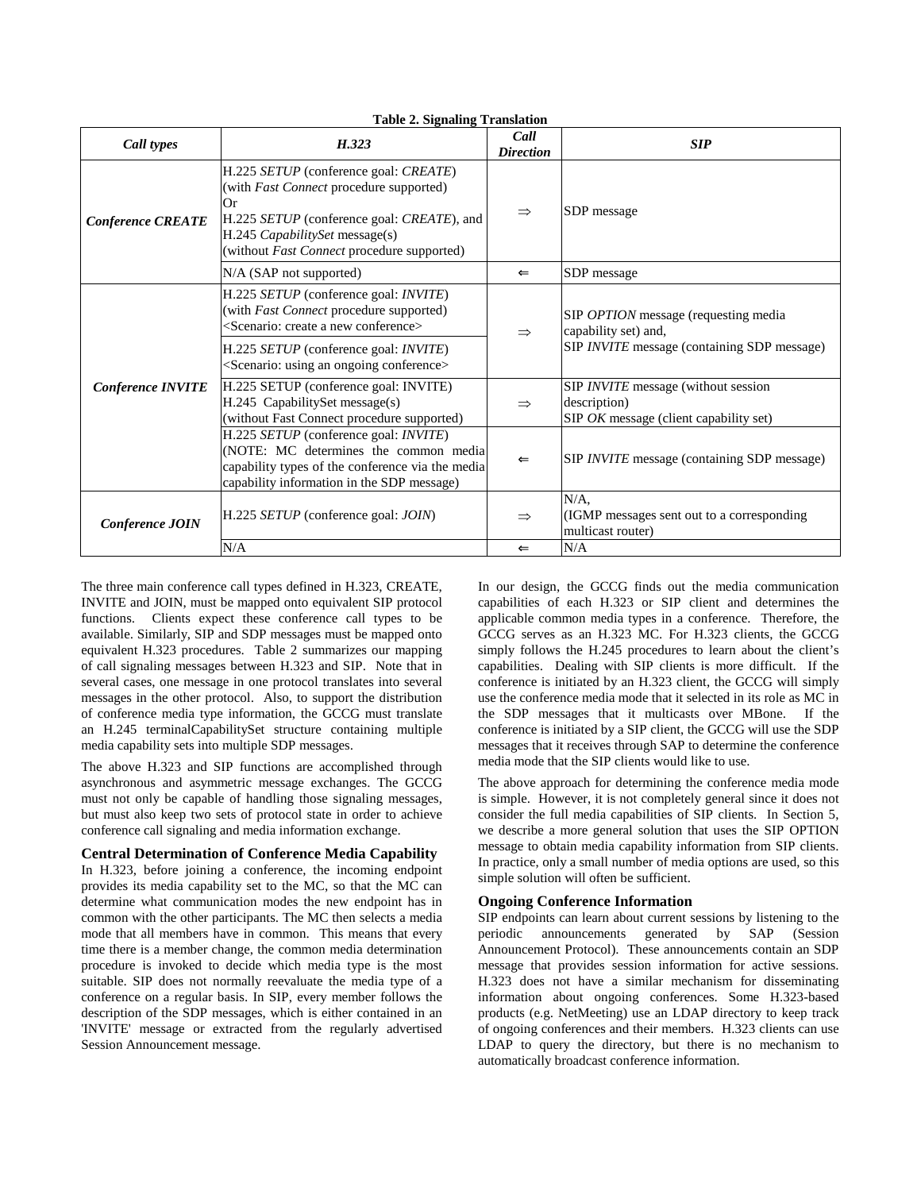**Table 2. Signaling Translation**

| *Call types* | *H.323* | *Call Direction* | *SIP* |
|---|---|---|---|
| ***Conference CREATE*** | H.225 *SETUP* (conference goal: *CREATE*) (with *Fast Connect* procedure supported) Or H.225 *SETUP* (conference goal: *CREATE*), and H.245 *CapabilitySet* message(s) (without *Fast Connect* procedure supported) | ⇒ | SDP message |
| | N/A (SAP not supported) | ⇐ | SDP message |
| ***Conference INVITE*** | H.225 *SETUP* (conference goal: *INVITE*) (with *Fast Connect* procedure supported) <Scenario: create a new conference> | ⇒ | SIP *OPTION* message (requesting media capability set) and, SIP *INVITE* message (containing SDP message) |
| | H.225 *SETUP* (conference goal: *INVITE*) <Scenario: using an ongoing conference> | | |
| | H.225 SETUP (conference goal: INVITE) H.245 CapabilitySet message(s) (without Fast Connect procedure supported) | ⇒ | SIP *INVITE* message (without session description) SIP *OK* message (client capability set) |
| | H.225 *SETUP* (conference goal: *INVITE*) (NOTE: MC determines the common media capability types of the conference via the media capability information in the SDP message) | ⇐ | SIP *INVITE* message (containing SDP message) |
| ***Conference JOIN*** | H.225 *SETUP* (conference goal: *JOIN*) | ⇒ | N/A, (IGMP messages sent out to a corresponding multicast router) |
| | N/A | ⇐ | N/A |

The three main conference call types defined in H.323, CREATE, INVITE and JOIN, must be mapped onto equivalent SIP protocol functions. Clients expect these conference call types to be available. Similarly, SIP and SDP messages must be mapped onto equivalent H.323 procedures. Table 2 summarizes our mapping of call signaling messages between H.323 and SIP. Note that in several cases, one message in one protocol translates into several messages in the other protocol. Also, to support the distribution of conference media type information, the GCCG must translate an H.245 terminalCapabilitySet structure containing multiple media capability sets into multiple SDP messages.

The above H.323 and SIP functions are accomplished through asynchronous and asymmetric message exchanges. The GCCG must not only be capable of handling those signaling messages, but must also keep two sets of protocol state in order to achieve conference call signaling and media information exchange.

### Central Determination of Conference Media Capability

In H.323, before joining a conference, the incoming endpoint provides its media capability set to the MC, so that the MC can determine what communication modes the new endpoint has in common with the other participants. The MC then selects a media mode that all members have in common. This means that every time there is a member change, the common media determination procedure is invoked to decide which media type is the most suitable. SIP does not normally reevaluate the media type of a conference on a regular basis. In SIP, every member follows the description of the SDP messages, which is either contained in an 'INVITE' message or extracted from the regularly advertised Session Announcement message.

In our design, the GCCG finds out the media communication capabilities of each H.323 or SIP client and determines the applicable common media types in a conference. Therefore, the GCCG serves as an H.323 MC. For H.323 clients, the GCCG simply follows the H.245 procedures to learn about the client's capabilities. Dealing with SIP clients is more difficult. If the conference is initiated by an H.323 client, the GCCG will simply use the conference media mode that it selected in its role as MC in the SDP messages that it multicasts over MBone. If the conference is initiated by a SIP client, the GCCG will use the SDP messages that it receives through SAP to determine the conference media mode that the SIP clients would like to use.

The above approach for determining the conference media mode is simple. However, it is not completely general since it does not consider the full media capabilities of SIP clients. In Section 5, we describe a more general solution that uses the SIP OPTION message to obtain media capability information from SIP clients. In practice, only a small number of media options are used, so this simple solution will often be sufficient.

### Ongoing Conference Information

SIP endpoints can learn about current sessions by listening to the periodic announcements generated by SAP (Session Announcement Protocol). These announcements contain an SDP message that provides session information for active sessions. H.323 does not have a similar mechanism for disseminating information about ongoing conferences. Some H.323-based products (e.g. NetMeeting) use an LDAP directory to keep track of ongoing conferences and their members. H.323 clients can use LDAP to query the directory, but there is no mechanism to automatically broadcast conference information.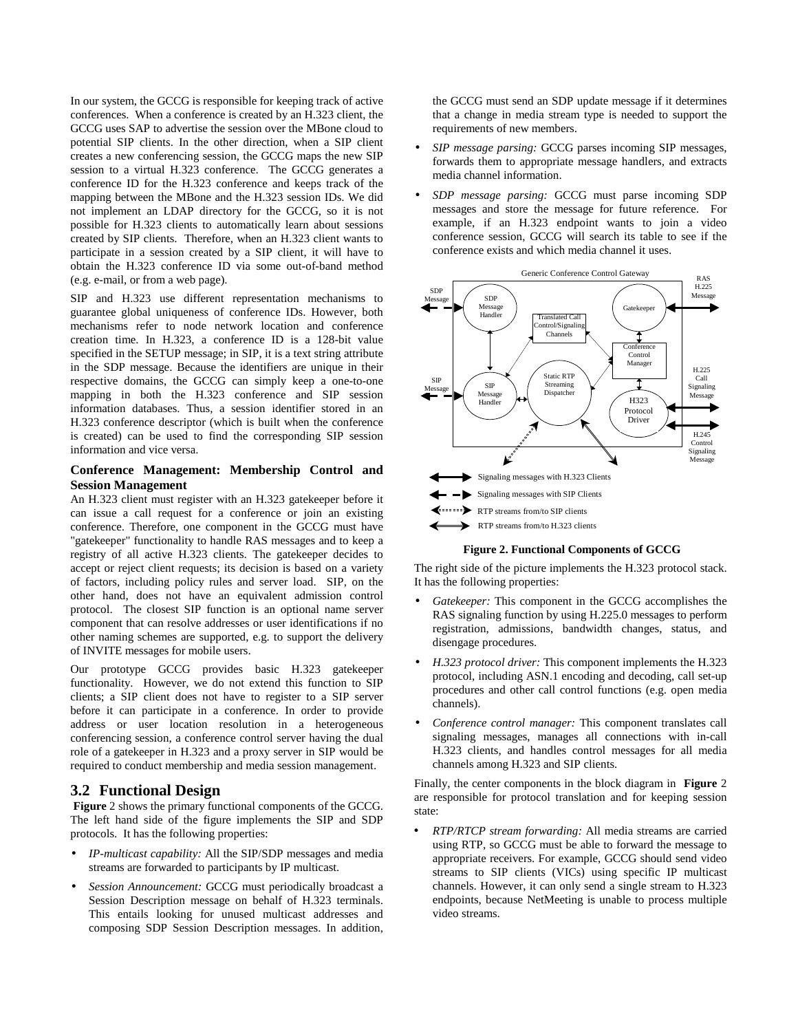In our system, the GCCG is responsible for keeping track of active conferences. When a conference is created by an H.323 client, the GCCG uses SAP to advertise the session over the MBone cloud to potential SIP clients. In the other direction, when a SIP client creates a new conferencing session, the GCCG maps the new SIP session to a virtual H.323 conference. The GCCG generates a conference ID for the H.323 conference and keeps track of the mapping between the MBone and the H.323 session IDs. We did not implement an LDAP directory for the GCCG, so it is not possible for H.323 clients to automatically learn about sessions created by SIP clients. Therefore, when an H.323 client wants to participate in a session created by a SIP client, it will have to obtain the H.323 conference ID via some out-of-band method (e.g. e-mail, or from a web page).

SIP and H.323 use different representation mechanisms to guarantee global uniqueness of conference IDs. However, both mechanisms refer to node network location and conference creation time. In H.323, a conference ID is a 128-bit value specified in the SETUP message; in SIP, it is a text string attribute in the SDP message. Because the identifiers are unique in their respective domains, the GCCG can simply keep a one-to-one mapping in both the H.323 conference and SIP session information databases. Thus, a session identifier stored in an H.323 conference descriptor (which is built when the conference is created) can be used to find the corresponding SIP session information and vice versa.

### Conference Management: Membership Control and Session Management

An H.323 client must register with an H.323 gatekeeper before it can issue a call request for a conference or join an existing conference. Therefore, one component in the GCCG must have "gatekeeper" functionality to handle RAS messages and to keep a registry of all active H.323 clients. The gatekeeper decides to accept or reject client requests; its decision is based on a variety of factors, including policy rules and server load. SIP, on the other hand, does not have an equivalent admission control protocol. The closest SIP function is an optional name server component that can resolve addresses or user identifications if no other naming schemes are supported, e.g. to support the delivery of INVITE messages for mobile users.

Our prototype GCCG provides basic H.323 gatekeeper functionality. However, we do not extend this function to SIP clients; a SIP client does not have to register to a SIP server before it can participate in a conference. In order to provide address or user location resolution in a heterogeneous conferencing session, a conference control server having the dual role of a gatekeeper in H.323 and a proxy server in SIP would be required to conduct membership and media session management.

## 3.2 Functional Design

**Figure** 2 shows the primary functional components of the GCCG. The left hand side of the figure implements the SIP and SDP protocols. It has the following properties:

- *IP-multicast capability:* All the SIP/SDP messages and media streams are forwarded to participants by IP multicast.
- *Session Announcement:* GCCG must periodically broadcast a Session Description message on behalf of H.323 terminals. This entails looking for unused multicast addresses and composing SDP Session Description messages. In addition, the GCCG must send an SDP update message if it determines that a change in media stream type is needed to support the requirements of new members.
- *SIP message parsing:* GCCG parses incoming SIP messages, forwards them to appropriate message handlers, and extracts media channel information.
- *SDP message parsing:* GCCG must parse incoming SDP messages and store the message for future reference. For example, if an H.323 endpoint wants to join a video conference session, GCCG will search its table to see if the conference exists and which media channel it uses.

**Figure 2. Functional Components of GCCG**

The right side of the picture implements the H.323 protocol stack. It has the following properties:

- *Gatekeeper:* This component in the GCCG accomplishes the RAS signaling function by using H.225.0 messages to perform registration, admissions, bandwidth changes, status, and disengage procedures.
- *H.323 protocol driver:* This component implements the H.323 protocol, including ASN.1 encoding and decoding, call set-up procedures and other call control functions (e.g. open media channels).
- *Conference control manager:* This component translates call signaling messages, manages all connections with in-call H.323 clients, and handles control messages for all media channels among H.323 and SIP clients.

Finally, the center components in the block diagram in **Figure** 2 are responsible for protocol translation and for keeping session state:

- *RTP/RTCP stream forwarding:* All media streams are carried using RTP, so GCCG must be able to forward the message to appropriate receivers. For example, GCCG should send video streams to SIP clients (VICs) using specific IP multicast channels. However, it can only send a single stream to H.323 endpoints, because NetMeeting is unable to process multiple video streams.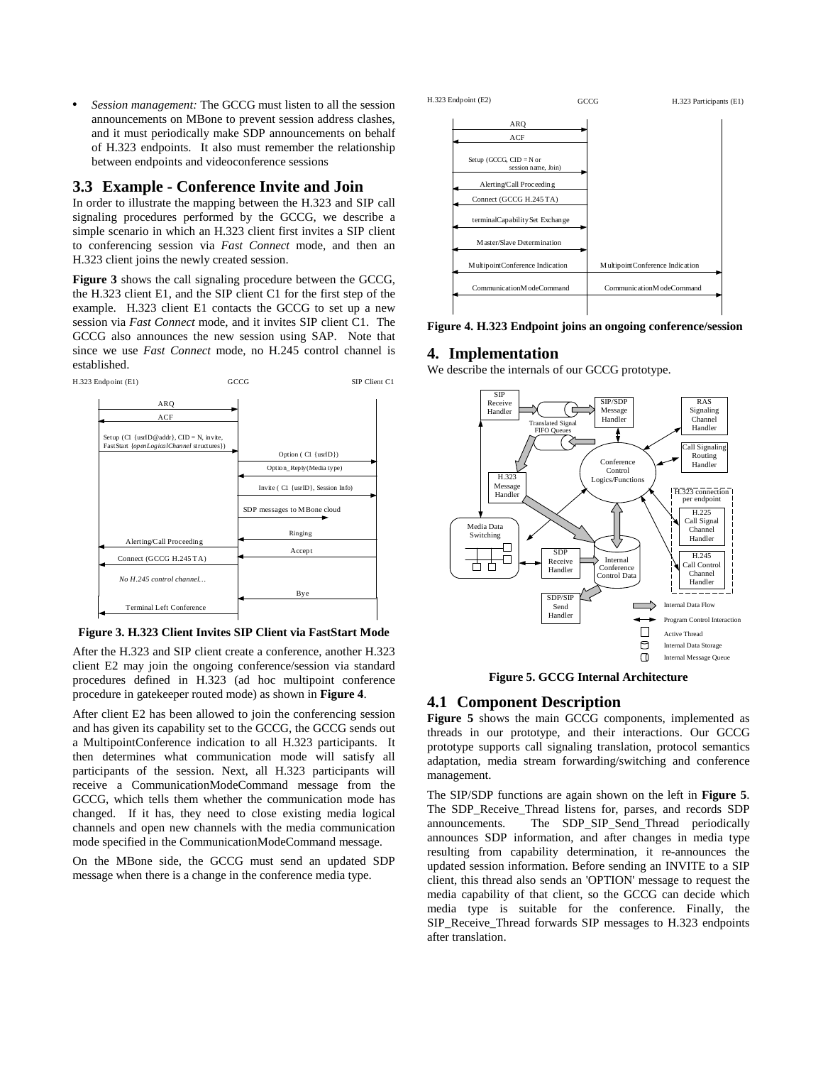- *Session management:* The GCCG must listen to all the session announcements on MBone to prevent session address clashes, and it must periodically make SDP announcements on behalf of H.323 endpoints. It also must remember the relationship between endpoints and videoconference sessions

## 3.3 Example - Conference Invite and Join

In order to illustrate the mapping between the H.323 and SIP call signaling procedures performed by the GCCG, we describe a simple scenario in which an H.323 client first invites a SIP client to conferencing session via *Fast Connect* mode, and then an H.323 client joins the newly created session.

**Figure 3** shows the call signaling procedure between the GCCG, the H.323 client E1, and the SIP client C1 for the first step of the example. H.323 client E1 contacts the GCCG to set up a new session via *Fast Connect* mode, and it invites SIP client C1. The GCCG also announces the new session using SAP. Note that since we use *Fast Connect* mode, no H.245 control channel is established.

**Figure 3. H.323 Client Invites SIP Client via FastStart Mode**

After the H.323 and SIP client create a conference, another H.323 client E2 may join the ongoing conference/session via standard procedures defined in H.323 (ad hoc multipoint conference procedure in gatekeeper routed mode) as shown in **Figure 4**.

After client E2 has been allowed to join the conferencing session and has given its capability set to the GCCG, the GCCG sends out a MultipointConference indication to all H.323 participants. It then determines what communication mode will satisfy all participants of the session. Next, all H.323 participants will receive a CommunicationModeCommand message from the GCCG, which tells them whether the communication mode has changed. If it has, they need to close existing media logical channels and open new channels with the media communication mode specified in the CommunicationModeCommand message.

On the MBone side, the GCCG must send an updated SDP message when there is a change in the conference media type.

**Figure 4. H.323 Endpoint joins an ongoing conference/session**

# 4. Implementation

We describe the internals of our GCCG prototype.

**Figure 5. GCCG Internal Architecture**

## 4.1 Component Description

**Figure 5** shows the main GCCG components, implemented as threads in our prototype, and their interactions. Our GCCG prototype supports call signaling translation, protocol semantics adaptation, media stream forwarding/switching and conference management.

The SIP/SDP functions are again shown on the left in **Figure 5**. The SDP_Receive_Thread listens for, parses, and records SDP announcements. The SDP_SIP_Send_Thread periodically announces SDP information, and after changes in media type resulting from capability determination, it re-announces the updated session information. Before sending an INVITE to a SIP client, this thread also sends an 'OPTION' message to request the media capability of that client, so the GCCG can decide which media type is suitable for the conference. Finally, the SIP_Receive_Thread forwards SIP messages to H.323 endpoints after translation.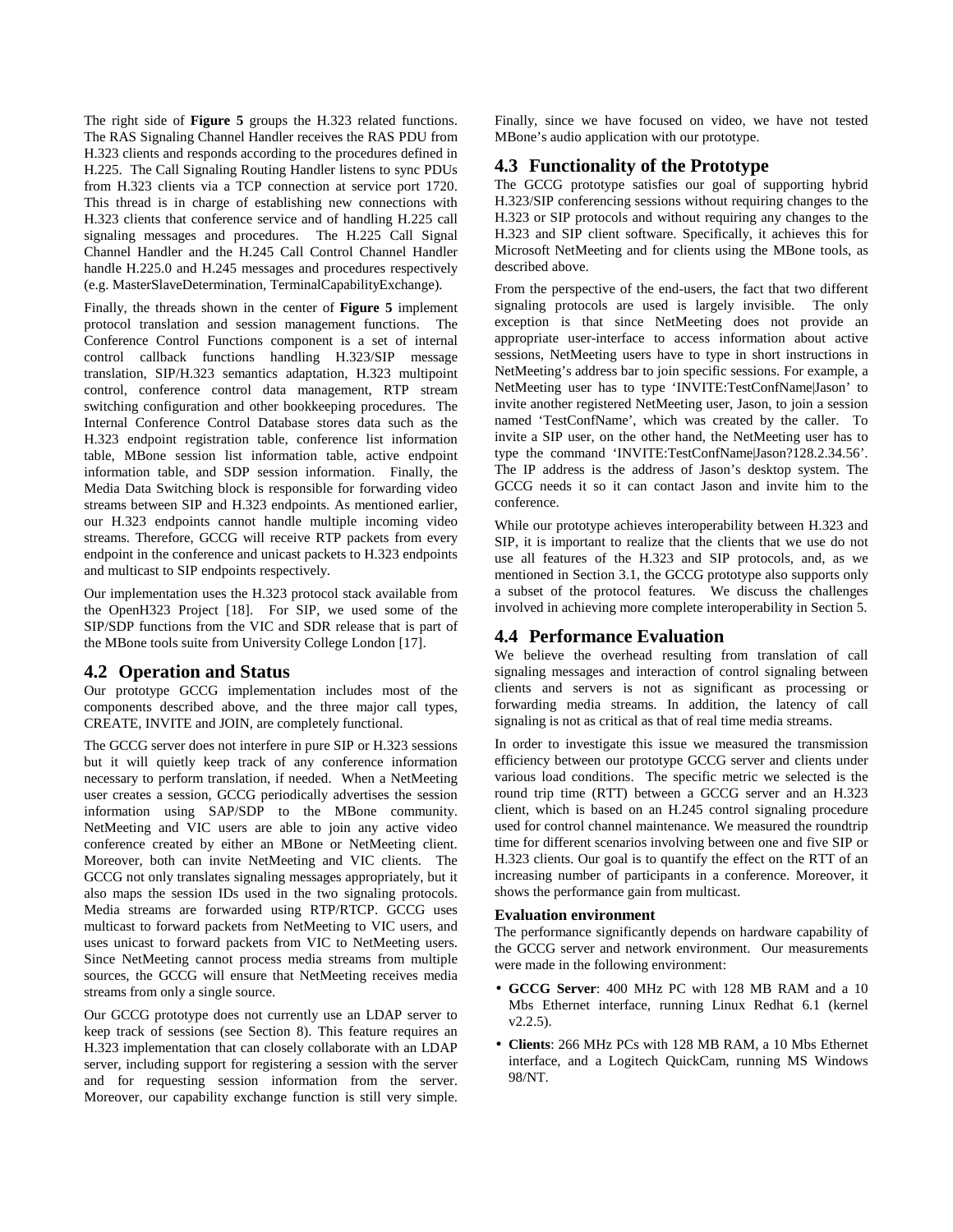The right side of **Figure 5** groups the H.323 related functions. The RAS Signaling Channel Handler receives the RAS PDU from H.323 clients and responds according to the procedures defined in H.225. The Call Signaling Routing Handler listens to sync PDUs from H.323 clients via a TCP connection at service port 1720. This thread is in charge of establishing new connections with H.323 clients that conference service and of handling H.225 call signaling messages and procedures. The H.225 Call Signal Channel Handler and the H.245 Call Control Channel Handler handle H.225.0 and H.245 messages and procedures respectively (e.g. MasterSlaveDetermination, TerminalCapabilityExchange).

Finally, the threads shown in the center of **Figure 5** implement protocol translation and session management functions. The Conference Control Functions component is a set of internal control callback functions handling H.323/SIP message translation, SIP/H.323 semantics adaptation, H.323 multipoint control, conference control data management, RTP stream switching configuration and other bookkeeping procedures. The Internal Conference Control Database stores data such as the H.323 endpoint registration table, conference list information table, MBone session list information table, active endpoint information table, and SDP session information. Finally, the Media Data Switching block is responsible for forwarding video streams between SIP and H.323 endpoints. As mentioned earlier, our H.323 endpoints cannot handle multiple incoming video streams. Therefore, GCCG will receive RTP packets from every endpoint in the conference and unicast packets to H.323 endpoints and multicast to SIP endpoints respectively.

Our implementation uses the H.323 protocol stack available from the OpenH323 Project [18]. For SIP, we used some of the SIP/SDP functions from the VIC and SDR release that is part of the MBone tools suite from University College London [17].

## 4.2 Operation and Status

Our prototype GCCG implementation includes most of the components described above, and the three major call types, CREATE, INVITE and JOIN, are completely functional.

The GCCG server does not interfere in pure SIP or H.323 sessions but it will quietly keep track of any conference information necessary to perform translation, if needed. When a NetMeeting user creates a session, GCCG periodically advertises the session information using SAP/SDP to the MBone community. NetMeeting and VIC users are able to join any active video conference created by either an MBone or NetMeeting client. Moreover, both can invite NetMeeting and VIC clients. The GCCG not only translates signaling messages appropriately, but it also maps the session IDs used in the two signaling protocols. Media streams are forwarded using RTP/RTCP. GCCG uses multicast to forward packets from NetMeeting to VIC users, and uses unicast to forward packets from VIC to NetMeeting users. Since NetMeeting cannot process media streams from multiple sources, the GCCG will ensure that NetMeeting receives media streams from only a single source.

Our GCCG prototype does not currently use an LDAP server to keep track of sessions (see Section 8). This feature requires an H.323 implementation that can closely collaborate with an LDAP server, including support for registering a session with the server and for requesting session information from the server. Moreover, our capability exchange function is still very simple. Finally, since we have focused on video, we have not tested MBone's audio application with our prototype.

## 4.3 Functionality of the Prototype

The GCCG prototype satisfies our goal of supporting hybrid H.323/SIP conferencing sessions without requiring changes to the H.323 or SIP protocols and without requiring any changes to the H.323 and SIP client software. Specifically, it achieves this for Microsoft NetMeeting and for clients using the MBone tools, as described above.

From the perspective of the end-users, the fact that two different signaling protocols are used is largely invisible. The only exception is that since NetMeeting does not provide an appropriate user-interface to access information about active sessions, NetMeeting users have to type in short instructions in NetMeeting's address bar to join specific sessions. For example, a NetMeeting user has to type 'INVITE:TestConfName|Jason' to invite another registered NetMeeting user, Jason, to join a session named 'TestConfName', which was created by the caller. To invite a SIP user, on the other hand, the NetMeeting user has to type the command 'INVITE:TestConfName|Jason?128.2.34.56'. The IP address is the address of Jason's desktop system. The GCCG needs it so it can contact Jason and invite him to the conference.

While our prototype achieves interoperability between H.323 and SIP, it is important to realize that the clients that we use do not use all features of the H.323 and SIP protocols, and, as we mentioned in Section 3.1, the GCCG prototype also supports only a subset of the protocol features. We discuss the challenges involved in achieving more complete interoperability in Section 5.

## 4.4 Performance Evaluation

We believe the overhead resulting from translation of call signaling messages and interaction of control signaling between clients and servers is not as significant as processing or forwarding media streams. In addition, the latency of call signaling is not as critical as that of real time media streams.

In order to investigate this issue we measured the transmission efficiency between our prototype GCCG server and clients under various load conditions. The specific metric we selected is the round trip time (RTT) between a GCCG server and an H.323 client, which is based on an H.245 control signaling procedure used for control channel maintenance. We measured the roundtrip time for different scenarios involving between one and five SIP or H.323 clients. Our goal is to quantify the effect on the RTT of an increasing number of participants in a conference. Moreover, it shows the performance gain from multicast.

### Evaluation environment

The performance significantly depends on hardware capability of the GCCG server and network environment. Our measurements were made in the following environment:

- **GCCG Server**: 400 MHz PC with 128 MB RAM and a 10 Mbs Ethernet interface, running Linux Redhat 6.1 (kernel v2.2.5).
- **Clients**: 266 MHz PCs with 128 MB RAM, a 10 Mbs Ethernet interface, and a Logitech QuickCam, running MS Windows 98/NT.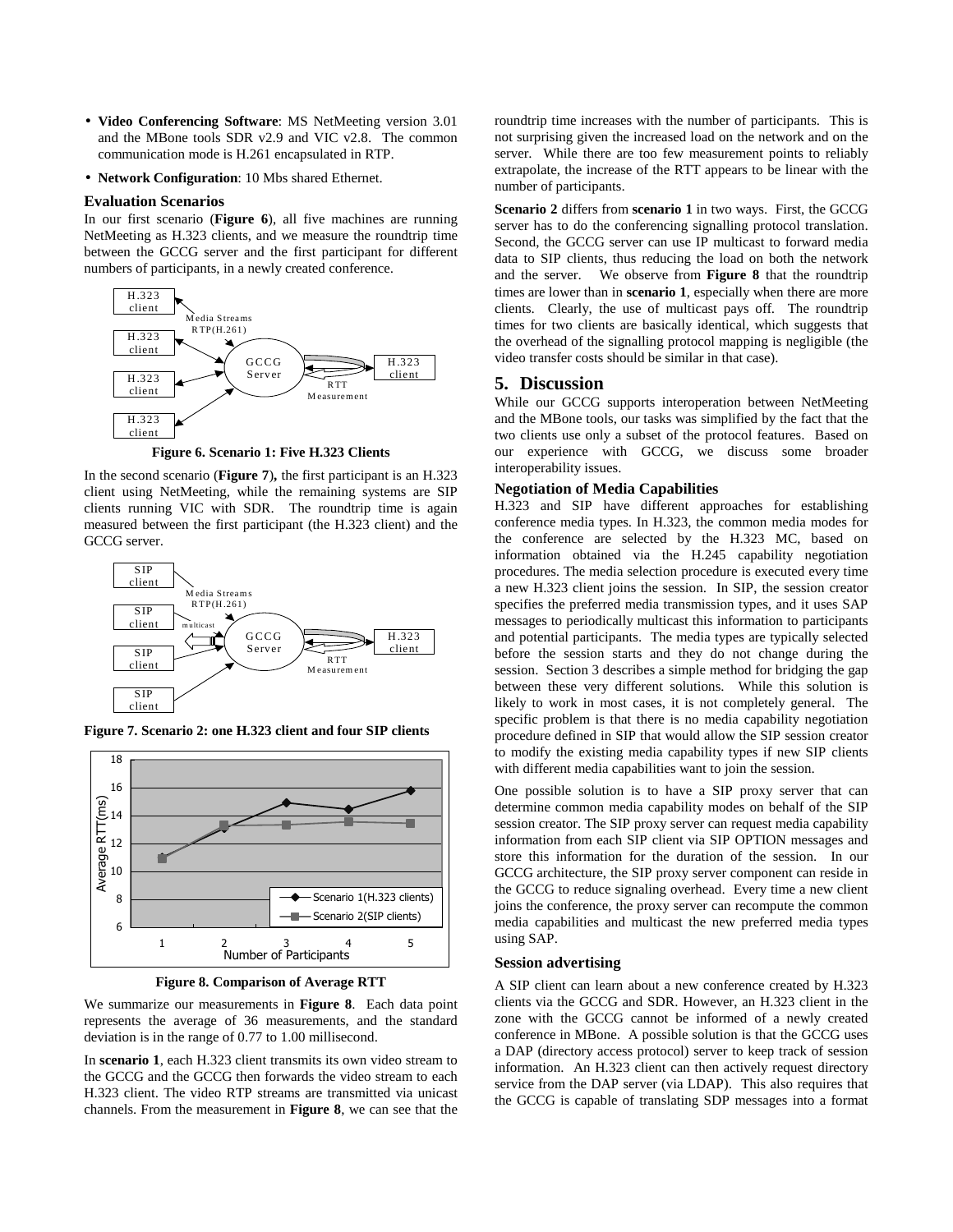- **Video Conferencing Software**: MS NetMeeting version 3.01 and the MBone tools SDR v2.9 and VIC v2.8. The common communication mode is H.261 encapsulated in RTP.
- **Network Configuration**: 10 Mbs shared Ethernet.

### Evaluation Scenarios

In our first scenario (**Figure 6**), all five machines are running NetMeeting as H.323 clients, and we measure the roundtrip time between the GCCG server and the first participant for different numbers of participants, in a newly created conference.

**Figure 6. Scenario 1: Five H.323 Clients**

In the second scenario (**Figure 7**)**,** the first participant is an H.323 client using NetMeeting, while the remaining systems are SIP clients running VIC with SDR. The roundtrip time is again measured between the first participant (the H.323 client) and the GCCG server.

**Figure 7. Scenario 2: one H.323 client and four SIP clients**

**Figure 8. Comparison of Average RTT**

We summarize our measurements in **Figure 8**. Each data point represents the average of 36 measurements, and the standard deviation is in the range of 0.77 to 1.00 millisecond.

In **scenario 1**, each H.323 client transmits its own video stream to the GCCG and the GCCG then forwards the video stream to each H.323 client. The video RTP streams are transmitted via unicast channels. From the measurement in **Figure 8**, we can see that the roundtrip time increases with the number of participants. This is not surprising given the increased load on the network and on the server. While there are too few measurement points to reliably extrapolate, the increase of the RTT appears to be linear with the number of participants.

**Scenario 2** differs from **scenario 1** in two ways. First, the GCCG server has to do the conferencing signalling protocol translation. Second, the GCCG server can use IP multicast to forward media data to SIP clients, thus reducing the load on both the network and the server. We observe from **Figure 8** that the roundtrip times are lower than in **scenario 1**, especially when there are more clients. Clearly, the use of multicast pays off. The roundtrip times for two clients are basically identical, which suggests that the overhead of the signalling protocol mapping is negligible (the video transfer costs should be similar in that case).

## 5. Discussion

While our GCCG supports interoperation between NetMeeting and the MBone tools, our tasks was simplified by the fact that the two clients use only a subset of the protocol features. Based on our experience with GCCG, we discuss some broader interoperability issues.

### Negotiation of Media Capabilities

H.323 and SIP have different approaches for establishing conference media types. In H.323, the common media modes for the conference are selected by the H.323 MC, based on information obtained via the H.245 capability negotiation procedures. The media selection procedure is executed every time a new H.323 client joins the session. In SIP, the session creator specifies the preferred media transmission types, and it uses SAP messages to periodically multicast this information to participants and potential participants. The media types are typically selected before the session starts and they do not change during the session. Section 3 describes a simple method for bridging the gap between these very different solutions. While this solution is likely to work in most cases, it is not completely general. The specific problem is that there is no media capability negotiation procedure defined in SIP that would allow the SIP session creator to modify the existing media capability types if new SIP clients with different media capabilities want to join the session.

One possible solution is to have a SIP proxy server that can determine common media capability modes on behalf of the SIP session creator. The SIP proxy server can request media capability information from each SIP client via SIP OPTION messages and store this information for the duration of the session. In our GCCG architecture, the SIP proxy server component can reside in the GCCG to reduce signaling overhead. Every time a new client joins the conference, the proxy server can recompute the common media capabilities and multicast the new preferred media types using SAP.

### Session advertising

A SIP client can learn about a new conference created by H.323 clients via the GCCG and SDR. However, an H.323 client in the zone with the GCCG cannot be informed of a newly created conference in MBone. A possible solution is that the GCCG uses a DAP (directory access protocol) server to keep track of session information. An H.323 client can then actively request directory service from the DAP server (via LDAP). This also requires that the GCCG is capable of translating SDP messages into a format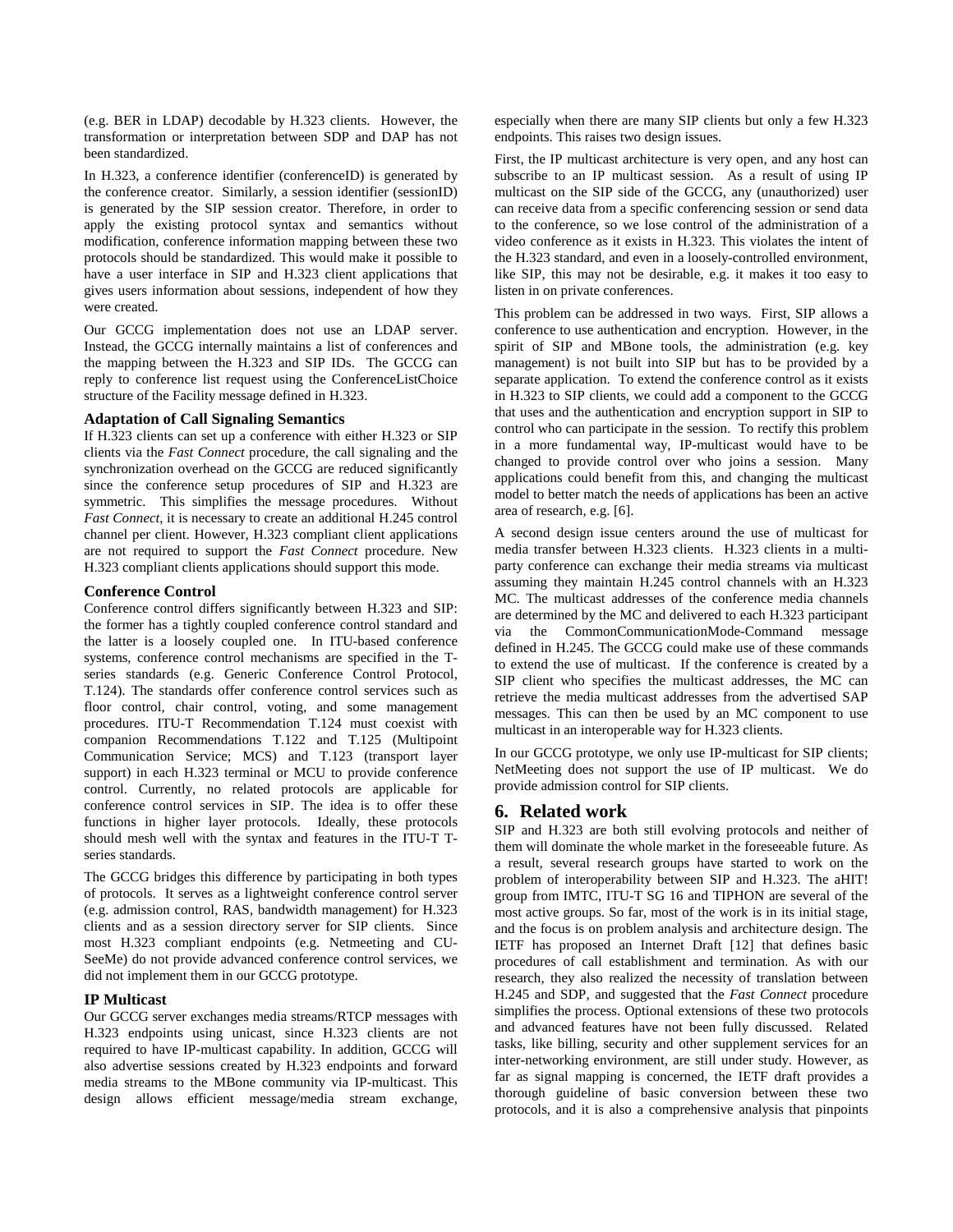(e.g. BER in LDAP) decodable by H.323 clients. However, the transformation or interpretation between SDP and DAP has not been standardized.

In H.323, a conference identifier (conferenceID) is generated by the conference creator. Similarly, a session identifier (sessionID) is generated by the SIP session creator. Therefore, in order to apply the existing protocol syntax and semantics without modification, conference information mapping between these two protocols should be standardized. This would make it possible to have a user interface in SIP and H.323 client applications that gives users information about sessions, independent of how they were created.

Our GCCG implementation does not use an LDAP server. Instead, the GCCG internally maintains a list of conferences and the mapping between the H.323 and SIP IDs. The GCCG can reply to conference list request using the ConferenceListChoice structure of the Facility message defined in H.323.

### Adaptation of Call Signaling Semantics

If H.323 clients can set up a conference with either H.323 or SIP clients via the *Fast Connect* procedure, the call signaling and the synchronization overhead on the GCCG are reduced significantly since the conference setup procedures of SIP and H.323 are symmetric. This simplifies the message procedures. Without *Fast Connect*, it is necessary to create an additional H.245 control channel per client. However, H.323 compliant client applications are not required to support the *Fast Connect* procedure. New H.323 compliant clients applications should support this mode.

### Conference Control

Conference control differs significantly between H.323 and SIP: the former has a tightly coupled conference control standard and the latter is a loosely coupled one. In ITU-based conference systems, conference control mechanisms are specified in the T-series standards (e.g. Generic Conference Control Protocol, T.124). The standards offer conference control services such as floor control, chair control, voting, and some management procedures. ITU-T Recommendation T.124 must coexist with companion Recommendations T.122 and T.125 (Multipoint Communication Service; MCS) and T.123 (transport layer support) in each H.323 terminal or MCU to provide conference control. Currently, no related protocols are applicable for conference control services in SIP. The idea is to offer these functions in higher layer protocols. Ideally, these protocols should mesh well with the syntax and features in the ITU-T T-series standards.

The GCCG bridges this difference by participating in both types of protocols. It serves as a lightweight conference control server (e.g. admission control, RAS, bandwidth management) for H.323 clients and as a session directory server for SIP clients. Since most H.323 compliant endpoints (e.g. Netmeeting and CU-SeeMe) do not provide advanced conference control services, we did not implement them in our GCCG prototype.

### IP Multicast

Our GCCG server exchanges media streams/RTCP messages with H.323 endpoints using unicast, since H.323 clients are not required to have IP-multicast capability. In addition, GCCG will also advertise sessions created by H.323 endpoints and forward media streams to the MBone community via IP-multicast. This design allows efficient message/media stream exchange, especially when there are many SIP clients but only a few H.323 endpoints. This raises two design issues.

First, the IP multicast architecture is very open, and any host can subscribe to an IP multicast session. As a result of using IP multicast on the SIP side of the GCCG, any (unauthorized) user can receive data from a specific conferencing session or send data to the conference, so we lose control of the administration of a video conference as it exists in H.323. This violates the intent of the H.323 standard, and even in a loosely-controlled environment, like SIP, this may not be desirable, e.g. it makes it too easy to listen in on private conferences.

This problem can be addressed in two ways. First, SIP allows a conference to use authentication and encryption. However, in the spirit of SIP and MBone tools, the administration (e.g. key management) is not built into SIP but has to be provided by a separate application. To extend the conference control as it exists in H.323 to SIP clients, we could add a component to the GCCG that uses and the authentication and encryption support in SIP to control who can participate in the session. To rectify this problem in a more fundamental way, IP-multicast would have to be changed to provide control over who joins a session. Many applications could benefit from this, and changing the multicast model to better match the needs of applications has been an active area of research, e.g. [6].

A second design issue centers around the use of multicast for media transfer between H.323 clients. H.323 clients in a multi-party conference can exchange their media streams via multicast assuming they maintain H.245 control channels with an H.323 MC. The multicast addresses of the conference media channels are determined by the MC and delivered to each H.323 participant via the CommonCommunicationMode-Command message defined in H.245. The GCCG could make use of these commands to extend the use of multicast. If the conference is created by a SIP client who specifies the multicast addresses, the MC can retrieve the media multicast addresses from the advertised SAP messages. This can then be used by an MC component to use multicast in an interoperable way for H.323 clients.

In our GCCG prototype, we only use IP-multicast for SIP clients; NetMeeting does not support the use of IP multicast. We do provide admission control for SIP clients.

## 6. Related work

SIP and H.323 are both still evolving protocols and neither of them will dominate the whole market in the foreseeable future. As a result, several research groups have started to work on the problem of interoperability between SIP and H.323. The aHIT! group from IMTC, ITU-T SG 16 and TIPHON are several of the most active groups. So far, most of the work is in its initial stage, and the focus is on problem analysis and architecture design. The IETF has proposed an Internet Draft [12] that defines basic procedures of call establishment and termination. As with our research, they also realized the necessity of translation between H.245 and SDP, and suggested that the *Fast Connect* procedure simplifies the process. Optional extensions of these two protocols and advanced features have not been fully discussed. Related tasks, like billing, security and other supplement services for an inter-networking environment, are still under study. However, as far as signal mapping is concerned, the IETF draft provides a thorough guideline of basic conversion between these two protocols, and it is also a comprehensive analysis that pinpoints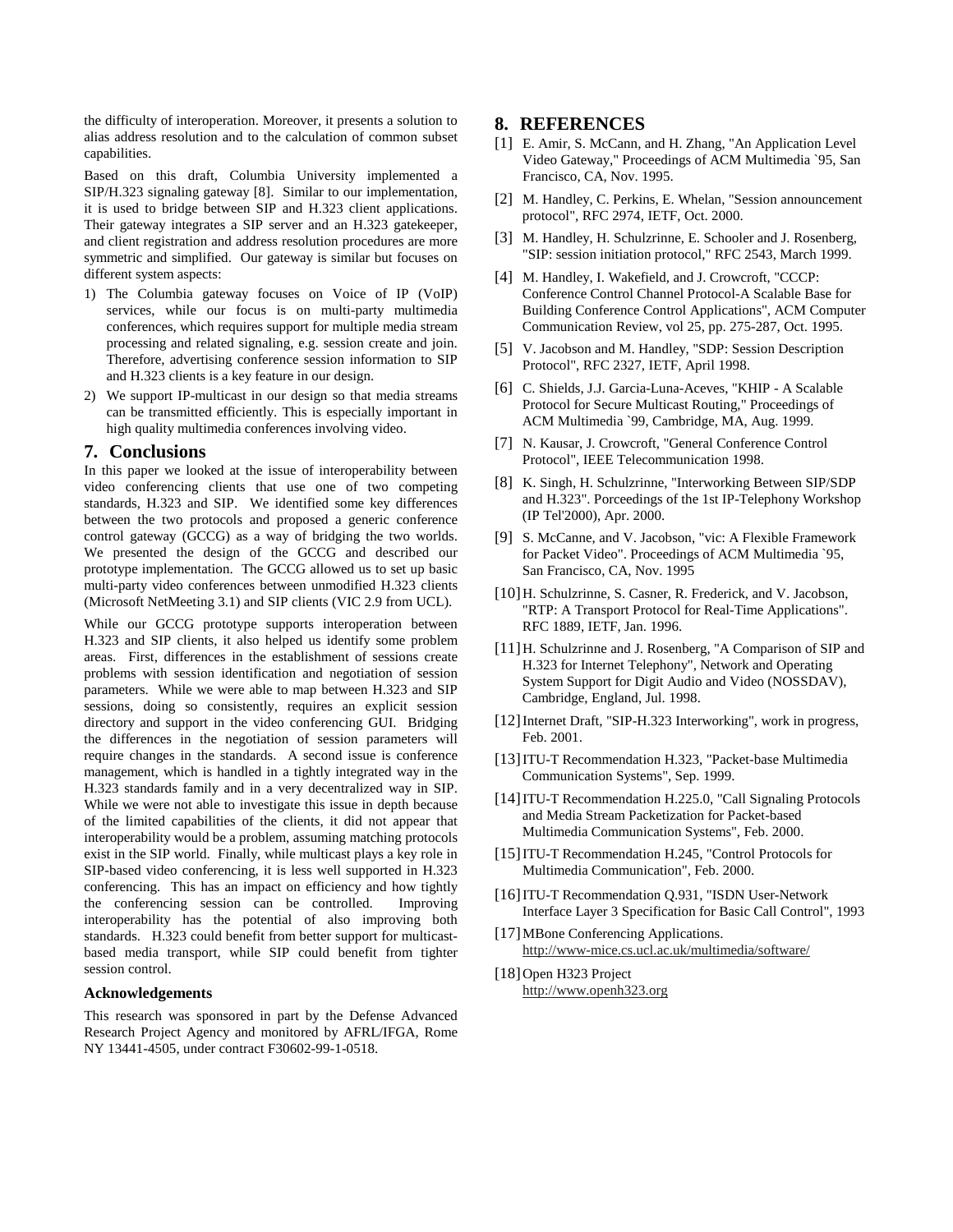the difficulty of interoperation. Moreover, it presents a solution to alias address resolution and to the calculation of common subset capabilities.

Based on this draft, Columbia University implemented a SIP/H.323 signaling gateway [8]. Similar to our implementation, it is used to bridge between SIP and H.323 client applications. Their gateway integrates a SIP server and an H.323 gatekeeper, and client registration and address resolution procedures are more symmetric and simplified. Our gateway is similar but focuses on different system aspects:

1) The Columbia gateway focuses on Voice of IP (VoIP) services, while our focus is on multi-party multimedia conferences, which requires support for multiple media stream processing and related signaling, e.g. session create and join. Therefore, advertising conference session information to SIP and H.323 clients is a key feature in our design.
2) We support IP-multicast in our design so that media streams can be transmitted efficiently. This is especially important in high quality multimedia conferences involving video.

## 7. Conclusions

In this paper we looked at the issue of interoperability between video conferencing clients that use one of two competing standards, H.323 and SIP. We identified some key differences between the two protocols and proposed a generic conference control gateway (GCCG) as a way of bridging the two worlds. We presented the design of the GCCG and described our prototype implementation. The GCCG allowed us to set up basic multi-party video conferences between unmodified H.323 clients (Microsoft NetMeeting 3.1) and SIP clients (VIC 2.9 from UCL).

While our GCCG prototype supports interoperation between H.323 and SIP clients, it also helped us identify some problem areas. First, differences in the establishment of sessions create problems with session identification and negotiation of session parameters. While we were able to map between H.323 and SIP sessions, doing so consistently, requires an explicit session directory and support in the video conferencing GUI. Bridging the differences in the negotiation of session parameters will require changes in the standards. A second issue is conference management, which is handled in a tightly integrated way in the H.323 standards family and in a very decentralized way in SIP. While we were not able to investigate this issue in depth because of the limited capabilities of the clients, it did not appear that interoperability would be a problem, assuming matching protocols exist in the SIP world. Finally, while multicast plays a key role in SIP-based video conferencing, it is less well supported in H.323 conferencing. This has an impact on efficiency and how tightly the conferencing session can be controlled. Improving interoperability has the potential of also improving both standards. H.323 could benefit from better support for multicast-based media transport, while SIP could benefit from tighter session control.

### Acknowledgements

This research was sponsored in part by the Defense Advanced Research Project Agency and monitored by AFRL/IFGA, Rome NY 13441-4505, under contract F30602-99-1-0518.

## 8. REFERENCES

[1] E. Amir, S. McCann, and H. Zhang, "An Application Level Video Gateway," Proceedings of ACM Multimedia `95, San Francisco, CA, Nov. 1995.

[2] M. Handley, C. Perkins, E. Whelan, "Session announcement protocol", RFC 2974, IETF, Oct. 2000.

[3] M. Handley, H. Schulzrinne, E. Schooler and J. Rosenberg, "SIP: session initiation protocol," RFC 2543, March 1999.

[4] M. Handley, I. Wakefield, and J. Crowcroft, "CCCP: Conference Control Channel Protocol-A Scalable Base for Building Conference Control Applications", ACM Computer Communication Review, vol 25, pp. 275-287, Oct. 1995.

[5] V. Jacobson and M. Handley, "SDP: Session Description Protocol", RFC 2327, IETF, April 1998.

[6] C. Shields, J.J. Garcia-Luna-Aceves, "KHIP - A Scalable Protocol for Secure Multicast Routing," Proceedings of ACM Multimedia `99, Cambridge, MA, Aug. 1999.

[7] N. Kausar, J. Crowcroft, "General Conference Control Protocol", IEEE Telecommunication 1998.

[8] K. Singh, H. Schulzrinne, "Interworking Between SIP/SDP and H.323". Porceedings of the 1st IP-Telephony Workshop (IP Tel'2000), Apr. 2000.

[9] S. McCanne, and V. Jacobson, "vic: A Flexible Framework for Packet Video". Proceedings of ACM Multimedia `95, San Francisco, CA, Nov. 1995

[10] H. Schulzrinne, S. Casner, R. Frederick, and V. Jacobson, "RTP: A Transport Protocol for Real-Time Applications". RFC 1889, IETF, Jan. 1996.

[11] H. Schulzrinne and J. Rosenberg, "A Comparison of SIP and H.323 for Internet Telephony", Network and Operating System Support for Digit Audio and Video (NOSSDAV), Cambridge, England, Jul. 1998.

[12] Internet Draft, "SIP-H.323 Interworking", work in progress, Feb. 2001.

[13] ITU-T Recommendation H.323, "Packet-base Multimedia Communication Systems", Sep. 1999.

[14] ITU-T Recommendation H.225.0, "Call Signaling Protocols and Media Stream Packetization for Packet-based Multimedia Communication Systems", Feb. 2000.

[15] ITU-T Recommendation H.245, "Control Protocols for Multimedia Communication", Feb. 2000.

[16] ITU-T Recommendation Q.931, "ISDN User-Network Interface Layer 3 Specification for Basic Call Control", 1993

[17] MBone Conferencing Applications. http://www-mice.cs.ucl.ac.uk/multimedia/software/

[18] Open H323 Project http://www.openh323.org